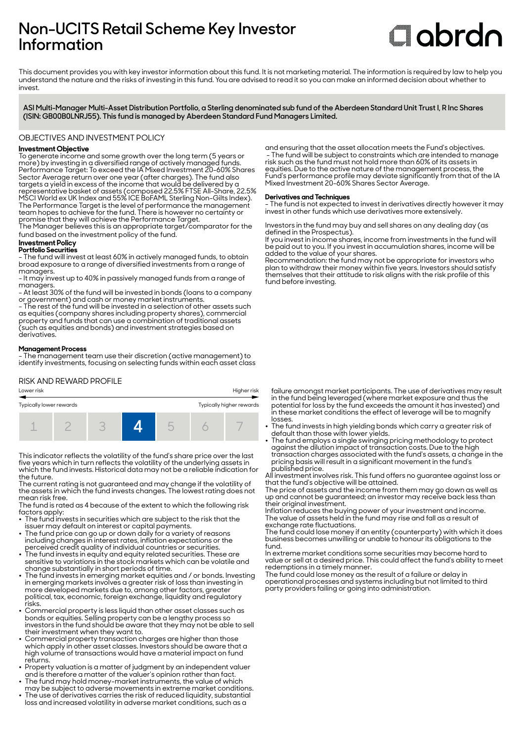# Non-UCITS Retail Scheme Key Investor Information

abrdn

This document provides you with key investor information about this fund. It is not marketing material. The information is required by law to help you understand the nature and the risks of investing in this fund. You are advised to read it so you can make an informed decision about whether to invest.

**ASI Multi-Manager Multi-Asset Distribution Portfolio, a Sterling denominated sub fund of the Aberdeen Standard Unit Trust I, R Inc Shares (ISIN: GB00B0LNRJ55). This fund is managed by Aberdeen Standard Fund Managers Limited.**

## OBJECTIVES AND INVESTMENT POLICY

**Investment Objective**

To generate income and some growth over the long term (5 years or more) by investing in a diversified range of actively managed funds.
Performance Target: To exceed the IA Mixed Investment 20-60% Shares Sector Average return over one year (after charges). The fund also targets a yield in excess of the income that would be delivered by a representative basket of assets (composed 22.5% FTSE All-Share, 22.5% MSCI World ex UK Index and 55% ICE BoFAML Sterling Non-Gilts Index).
The Performance Target is the level of performance the management team hopes to achieve for the fund. There is however no certainty or promise that they will achieve the Performance Target.
The Manager believes this is an appropriate target/comparator for the fund based on the investment policy of the fund.

**Investment Policy**

**Portfolio Securities**

- The fund will invest at least 60% in actively managed funds, to obtain broad exposure to a range of diversified investments from a range of managers.
- It may invest up to 40% in passively managed funds from a range of managers.
- At least 30% of the fund will be invested in bonds (loans to a company or government) and cash or money market instruments.
- The rest of the fund will be invested in a selection of other assets such as equities (company shares including property shares), commercial property and funds that can use a combination of traditional assets (such as equities and bonds) and investment strategies based on derivatives.

**Management Process**

- The management team use their discretion (active management) to identify investments, focusing on selecting funds within each asset class and ensuring that the asset allocation meets the Fund's objectives.
- The fund will be subject to constraints which are intended to manage risk such as the fund must not hold more than 60% of its assets in equities. Due to the active nature of the management process, the Fund's performance profile may deviate significantly from that of the IA Mixed Investment 20-60% Shares Sector Average.

**Derivatives and Techniques**

- The fund is not expected to invest in derivatives directly however it may invest in other funds which use derivatives more extensively.

Investors in the fund may buy and sell shares on any dealing day (as defined in the Prospectus).
If you invest in income shares, income from investments in the fund will be paid out to you. If you invest in accumulation shares, income will be added to the value of your shares.
Recommendation: the fund may not be appropriate for investors who plan to withdraw their money within five years. Investors should satisfy themselves that their attitude to risk aligns with the risk profile of this fund before investing.

## RISK AND REWARD PROFILE

Lower risk — Higher risk

Typically lower rewards — Typically higher rewards

| 1 | 2 | 3 | **4** | 5 | 6 | 7 |
|---|---|---|---|---|---|---|

This indicator reflects the volatility of the fund's share price over the last five years which in turn reflects the volatility of the underlying assets in which the fund invests. Historical data may not be a reliable indication for the future.
The current rating is not guaranteed and may change if the volatility of the assets in which the fund invests changes. The lowest rating does not mean risk free.
The fund is rated as 4 because of the extent to which the following risk factors apply:

- The fund invests in securities which are subject to the risk that the issuer may default on interest or capital payments.
- The fund price can go up or down daily for a variety of reasons including changes in interest rates, inflation expectations or the perceived credit quality of individual countries or securities.
- The fund invests in equity and equity related securities. These are sensitive to variations in the stock markets which can be volatile and change substantially in short periods of time.
- The fund invests in emerging market equities and / or bonds. Investing in emerging markets involves a greater risk of loss than investing in more developed markets due to, among other factors, greater political, tax, economic, foreign exchange, liquidity and regulatory risks.
- Commercial property is less liquid than other asset classes such as bonds or equities. Selling property can be a lengthy process so investors in the fund should be aware that they may not be able to sell their investment when they want to.
- Commercial property transaction charges are higher than those which apply in other asset classes. Investors should be aware that a high volume of transactions would have a material impact on fund returns.
- Property valuation is a matter of judgment by an independent valuer and is therefore a matter of the valuer's opinion rather than fact.
- The fund may hold money-market instruments, the value of which may be subject to adverse movements in extreme market conditions.
- The use of derivatives carries the risk of reduced liquidity, substantial loss and increased volatility in adverse market conditions, such as a failure amongst market participants. The use of derivatives may result in the fund being leveraged (where market exposure and thus the potential for loss by the fund exceeds the amount it has invested) and in these market conditions the effect of leverage will be to magnify losses.
- The fund invests in high yielding bonds which carry a greater risk of default than those with lower yields.
- The fund employs a single swinging pricing methodology to protect against the dilution impact of transaction costs. Due to the high transaction charges associated with the fund's assets, a change in the pricing basis will result in a significant movement in the fund's published price.

All investment involves risk. This fund offers no guarantee against loss or that the fund's objective will be attained.
The price of assets and the income from them may go down as well as up and cannot be guaranteed; an investor may receive back less than their original investment.
Inflation reduces the buying power of your investment and income.
The value of assets held in the fund may rise and fall as a result of exchange rate fluctuations.
The fund could lose money if an entity (counterparty) with which it does business becomes unwilling or unable to honour its obligations to the fund.
In extreme market conditions some securities may become hard to value or sell at a desired price. This could affect the fund's ability to meet redemptions in a timely manner.
The fund could lose money as the result of a failure or delay in operational processes and systems including but not limited to third party providers failing or going into administration.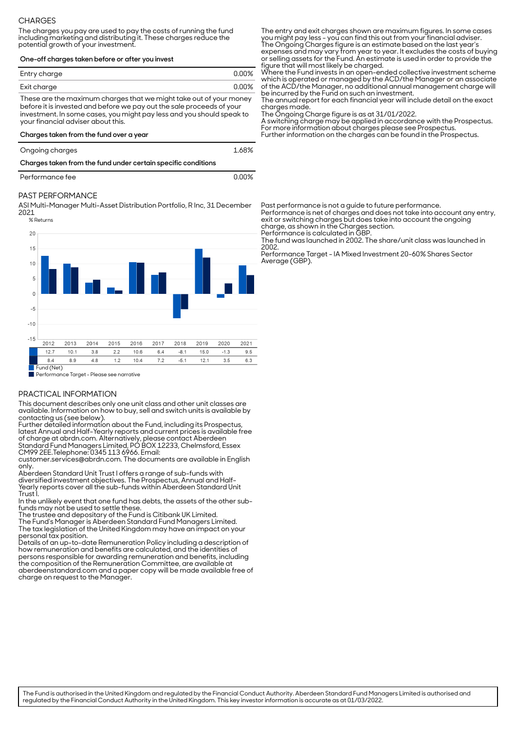## CHARGES

The charges you pay are used to pay the costs of running the fund including marketing and distributing it. These charges reduce the potential growth of your investment.

| One-off charges taken before or after you invest | |
|---|---|
| Entry charge | 0.00% |
| Exit charge | 0.00% |

These are the maximum charges that we might take out of your money before it is invested and before we pay out the sale proceeds of your investment. In some cases, you might pay less and you should speak to your financial adviser about this.

| Charges taken from the fund over a year | |
|---|---|
| Ongoing charges | 1.68% |

| Charges taken from the fund under certain specific conditions | |
|---|---|
| Performance fee | 0.00% |

The entry and exit charges shown are maximum figures. In some cases you might pay less - you can find this out from your financial adviser.
The Ongoing Charges figure is an estimate based on the last year's expenses and may vary from year to year. It excludes the costs of buying or selling assets for the Fund. An estimate is used in order to provide the figure that will most likely be charged.
Where the Fund invests in an open-ended collective investment scheme which is operated or managed by the ACD/the Manager or an associate of the ACD/the Manager, no additional annual management charge will be incurred by the Fund on such an investment.
The annual report for each financial year will include detail on the exact charges made.
The Ongoing Charge figure is as at 31/01/2022.
A switching charge may be applied in accordance with the Prospectus. For more information about charges please see Prospectus.
Further information on the charges can be found in the Prospectus.

## PAST PERFORMANCE

ASI Multi-Manager Multi-Asset Distribution Portfolio, R Inc, 31 December 2021

% Returns

20
15
10
5
0
-5
-10
-15

2012 2013 2014 2015 2016 2017 2018 2019 2020 2021

12.7 10.1 3.8 2.2 10.6 6.4 -8.1 15.0 -1.3 9.5

8.4 8.9 4.8 1.2 10.4 7.2 -5.1 12.1 3.5 6.3

Fund (Net)

Performance Target - Please see narrative

Past performance is not a guide to future performance.
Performance is net of charges and does not take into account any entry, exit or switching charges but does take into account the ongoing charge, as shown in the Charges section.
Performance is calculated in GBP.
The fund was launched in 2002. The share/unit class was launched in 2002.
Performance Target - IA Mixed Investment 20-60% Shares Sector Average (GBP).

## PRACTICAL INFORMATION

This document describes only one unit class and other unit classes are available. Information on how to buy, sell and switch units is available by contacting us (see below).
Further detailed information about the Fund, including its Prospectus, latest Annual and Half-Yearly reports and current prices is available free of charge at abrdn.com. Alternatively, please contact Aberdeen Standard Fund Managers Limited, PO BOX 12233, Chelmsford, Essex CM99 2EE.Telephone: 0345 113 6966. Email: customer.services@abrdn.com. The documents are available in English only.
Aberdeen Standard Unit Trust I offers a range of sub-funds with diversified investment objectives. The Prospectus, Annual and Half-Yearly reports cover all the sub-funds within Aberdeen Standard Unit Trust I.
In the unlikely event that one fund has debts, the assets of the other sub-funds may not be used to settle these.
The trustee and depositary of the Fund is Citibank UK Limited.
The Fund's Manager is Aberdeen Standard Fund Managers Limited.
The tax legislation of the United Kingdom may have an impact on your personal tax position.
Details of an up-to-date Remuneration Policy including a description of how remuneration and benefits are calculated, and the identities of persons responsible for awarding remuneration and benefits, including the composition of the Remuneration Committee, are available at aberdeenstandard.com and a paper copy will be made available free of charge on request to the Manager.

The Fund is authorised in the United Kingdom and regulated by the Financial Conduct Authority. Aberdeen Standard Fund Managers Limited is authorised and regulated by the Financial Conduct Authority in the United Kingdom. This key investor information is accurate as at 01/03/2022.